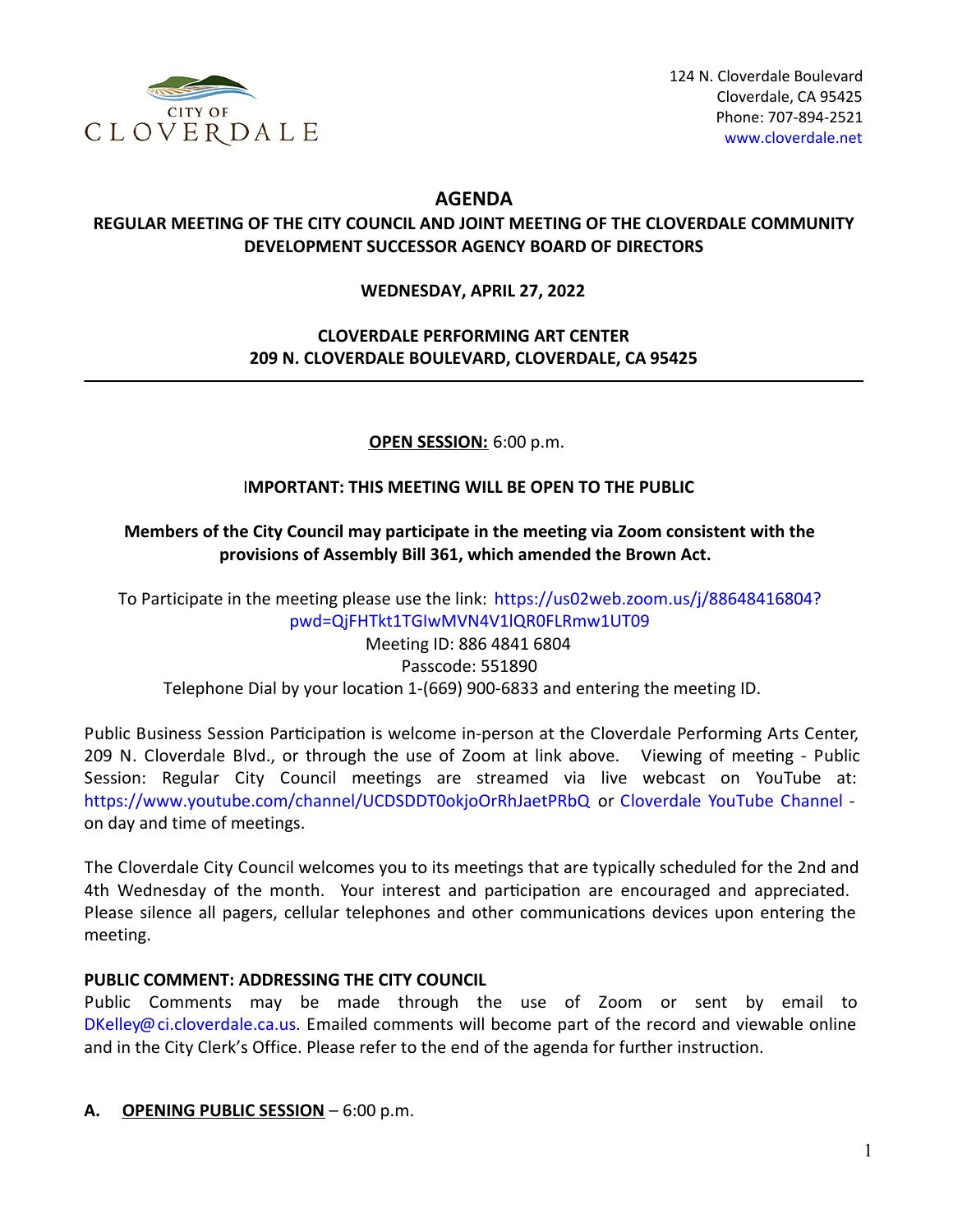CITY OF CLOVERDALE

124 N. Cloverdale Boulevard
Cloverdale, CA 95425
Phone: 707-894-2521
www.cloverdale.net

# AGENDA

## REGULAR MEETING OF THE CITY COUNCIL AND JOINT MEETING OF THE CLOVERDALE COMMUNITY DEVELOPMENT SUCCESSOR AGENCY BOARD OF DIRECTORS

**WEDNESDAY, APRIL 27, 2022**

**CLOVERDALE PERFORMING ART CENTER**
**209 N. CLOVERDALE BOULEVARD, CLOVERDALE, CA 95425**

---

**OPEN SESSION:** 6:00 p.m.

**IMPORTANT: THIS MEETING WILL BE OPEN TO THE PUBLIC**

**Members of the City Council may participate in the meeting via Zoom consistent with the provisions of Assembly Bill 361, which amended the Brown Act.**

To Participate in the meeting please use the link: https://us02web.zoom.us/j/88648416804?pwd=QjFHTkt1TGIwMVN4V1lQR0FLRmw1UT09
Meeting ID: 886 4841 6804
Passcode: 551890
Telephone Dial by your location 1-(669) 900-6833 and entering the meeting ID.

Public Business Session Participation is welcome in-person at the Cloverdale Performing Arts Center, 209 N. Cloverdale Blvd., or through the use of Zoom at link above. Viewing of meeting - Public Session: Regular City Council meetings are streamed via live webcast on YouTube at: https://www.youtube.com/channel/UCDSDDT0okjoOrRhJaetPRbQ or Cloverdale YouTube Channel - on day and time of meetings.

The Cloverdale City Council welcomes you to its meetings that are typically scheduled for the 2nd and 4th Wednesday of the month. Your interest and participation are encouraged and appreciated. Please silence all pagers, cellular telephones and other communications devices upon entering the meeting.

**PUBLIC COMMENT: ADDRESSING THE CITY COUNCIL**
Public Comments may be made through the use of Zoom or sent by email to DKelley@ci.cloverdale.ca.us. Emailed comments will become part of the record and viewable online and in the City Clerk's Office. Please refer to the end of the agenda for further instruction.

**A. OPENING PUBLIC SESSION** – 6:00 p.m.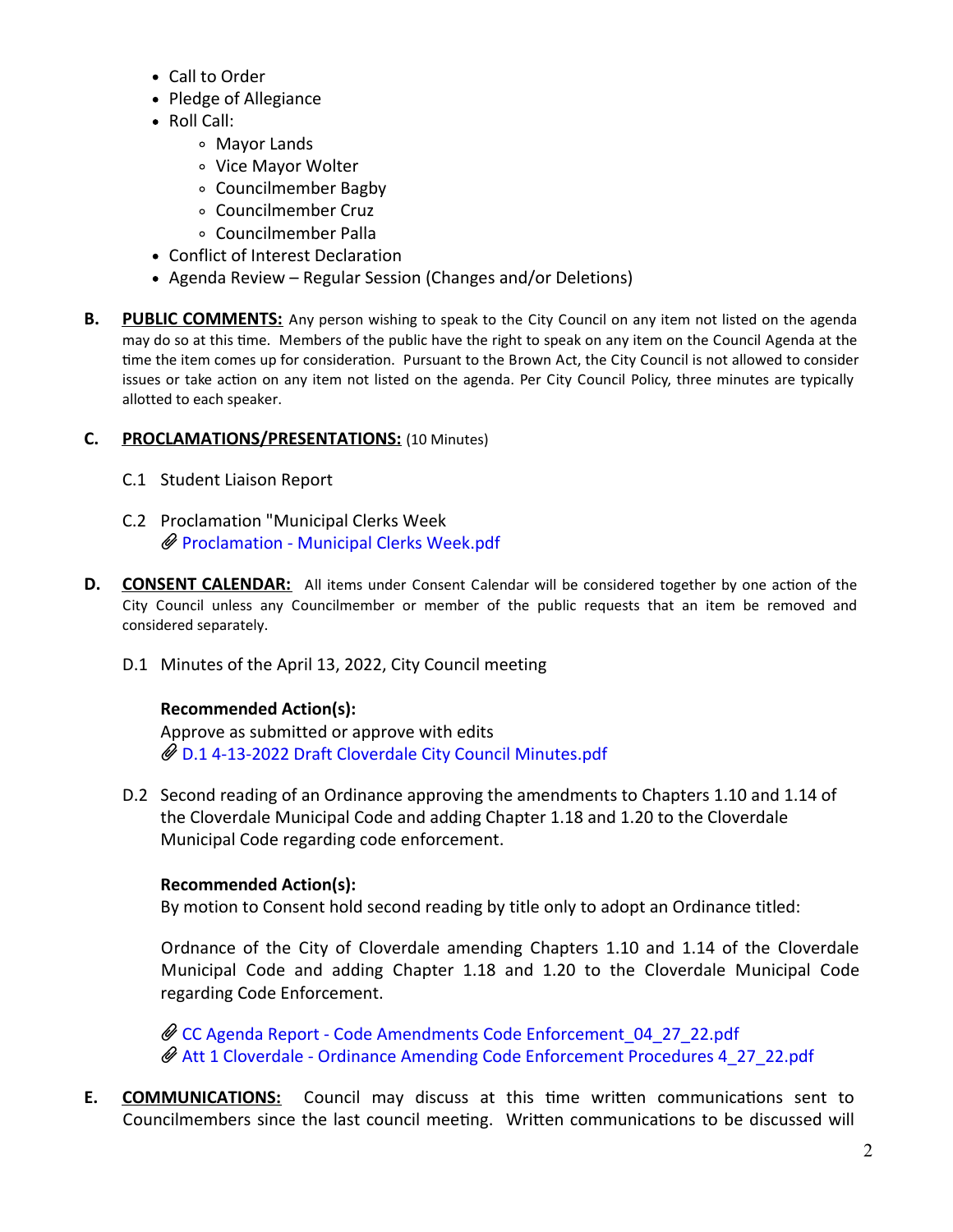- Call to Order
- Pledge of Allegiance
- Roll Call:
    - Mayor Lands
    - Vice Mayor Wolter
    - Councilmember Bagby
    - Councilmember Cruz
    - Councilmember Palla
- Conflict of Interest Declaration
- Agenda Review – Regular Session (Changes and/or Deletions)

**B. PUBLIC COMMENTS:** Any person wishing to speak to the City Council on any item not listed on the agenda may do so at this time. Members of the public have the right to speak on any item on the Council Agenda at the time the item comes up for consideration. Pursuant to the Brown Act, the City Council is not allowed to consider issues or take action on any item not listed on the agenda. Per City Council Policy, three minutes are typically allotted to each speaker.

**C. PROCLAMATIONS/PRESENTATIONS:** (10 Minutes)

C.1 Student Liaison Report

C.2 Proclamation "Municipal Clerks Week
📎 Proclamation - Municipal Clerks Week.pdf

**D. CONSENT CALENDAR:** All items under Consent Calendar will be considered together by one action of the City Council unless any Councilmember or member of the public requests that an item be removed and considered separately.

D.1 Minutes of the April 13, 2022, City Council meeting

**Recommended Action(s):**
Approve as submitted or approve with edits
📎 D.1 4-13-2022 Draft Cloverdale City Council Minutes.pdf

D.2 Second reading of an Ordinance approving the amendments to Chapters 1.10 and 1.14 of the Cloverdale Municipal Code and adding Chapter 1.18 and 1.20 to the Cloverdale Municipal Code regarding code enforcement.

**Recommended Action(s):**
By motion to Consent hold second reading by title only to adopt an Ordinance titled:

Ordnance of the City of Cloverdale amending Chapters 1.10 and 1.14 of the Cloverdale Municipal Code and adding Chapter 1.18 and 1.20 to the Cloverdale Municipal Code regarding Code Enforcement.

📎 CC Agenda Report - Code Amendments Code Enforcement_04_27_22.pdf
📎 Att 1 Cloverdale - Ordinance Amending Code Enforcement Procedures 4_27_22.pdf

**E. COMMUNICATIONS:** Council may discuss at this time written communications sent to Councilmembers since the last council meeting. Written communications to be discussed will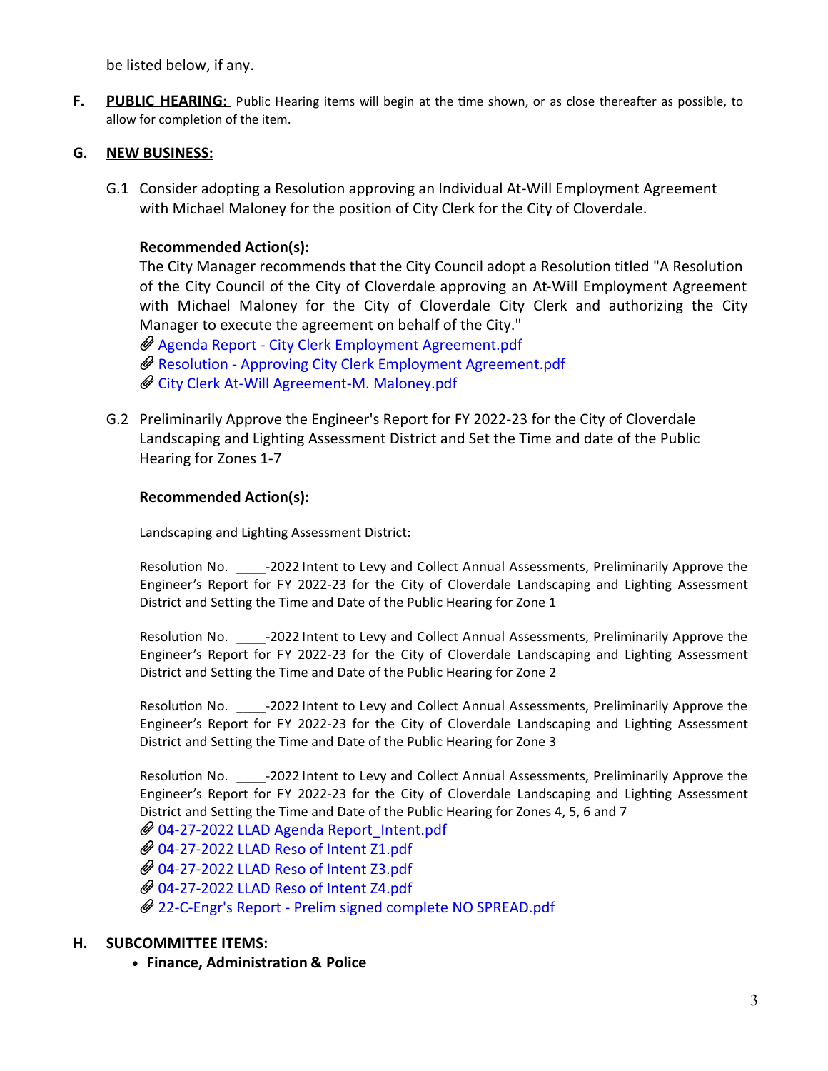be listed below, if any.

**F. PUBLIC HEARING:** Public Hearing items will begin at the time shown, or as close thereafter as possible, to allow for completion of the item.

**G. NEW BUSINESS:**

G.1 Consider adopting a Resolution approving an Individual At-Will Employment Agreement with Michael Maloney for the position of City Clerk for the City of Cloverdale.

**Recommended Action(s):**

The City Manager recommends that the City Council adopt a Resolution titled "A Resolution of the City Council of the City of Cloverdale approving an At-Will Employment Agreement with Michael Maloney for the City of Cloverdale City Clerk and authorizing the City Manager to execute the agreement on behalf of the City."

- Agenda Report - City Clerk Employment Agreement.pdf
- Resolution - Approving City Clerk Employment Agreement.pdf
- City Clerk At-Will Agreement-M. Maloney.pdf

G.2 Preliminarily Approve the Engineer's Report for FY 2022-23 for the City of Cloverdale Landscaping and Lighting Assessment District and Set the Time and date of the Public Hearing for Zones 1-7

**Recommended Action(s):**

Landscaping and Lighting Assessment District:

Resolution No. ____-2022 Intent to Levy and Collect Annual Assessments, Preliminarily Approve the Engineer's Report for FY 2022-23 for the City of Cloverdale Landscaping and Lighting Assessment District and Setting the Time and Date of the Public Hearing for Zone 1

Resolution No. ____-2022 Intent to Levy and Collect Annual Assessments, Preliminarily Approve the Engineer's Report for FY 2022-23 for the City of Cloverdale Landscaping and Lighting Assessment District and Setting the Time and Date of the Public Hearing for Zone 2

Resolution No. ____-2022 Intent to Levy and Collect Annual Assessments, Preliminarily Approve the Engineer's Report for FY 2022-23 for the City of Cloverdale Landscaping and Lighting Assessment District and Setting the Time and Date of the Public Hearing for Zone 3

Resolution No. ____-2022 Intent to Levy and Collect Annual Assessments, Preliminarily Approve the Engineer's Report for FY 2022-23 for the City of Cloverdale Landscaping and Lighting Assessment District and Setting the Time and Date of the Public Hearing for Zones 4, 5, 6 and 7

- 04-27-2022 LLAD Agenda Report_Intent.pdf
- 04-27-2022 LLAD Reso of Intent Z1.pdf
- 04-27-2022 LLAD Reso of Intent Z3.pdf
- 04-27-2022 LLAD Reso of Intent Z4.pdf
- 22-C-Engr's Report - Prelim signed complete NO SPREAD.pdf

**H. SUBCOMMITTEE ITEMS:**

- **Finance, Administration & Police**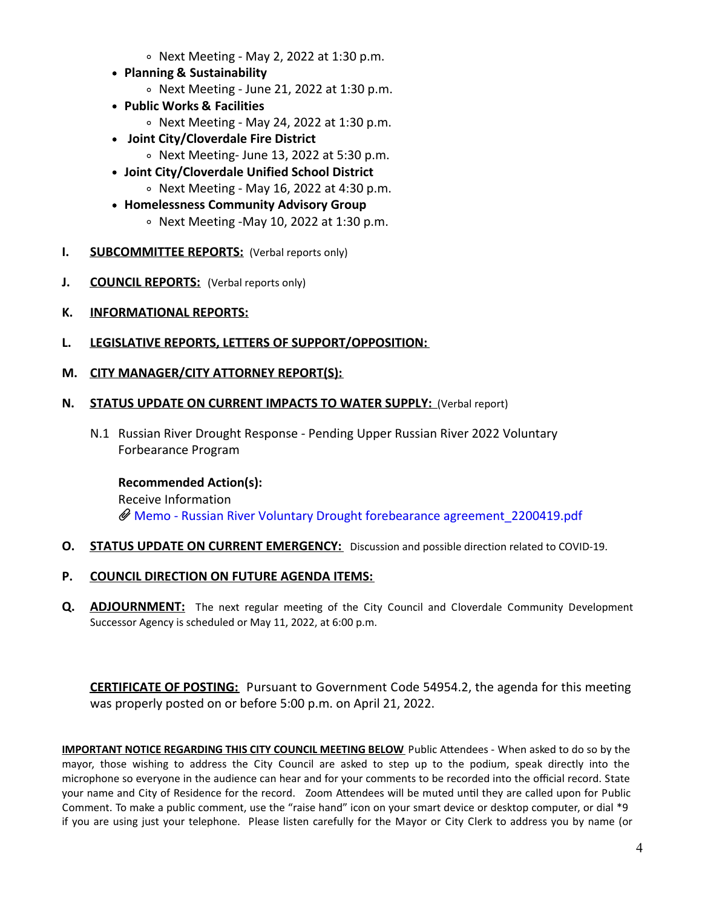- Next Meeting - May 2, 2022 at 1:30 p.m.
- **Planning & Sustainability**
   - Next Meeting - June 21, 2022 at 1:30 p.m.
- **Public Works & Facilities**
   - Next Meeting - May 24, 2022 at 1:30 p.m.
- **Joint City/Cloverdale Fire District**
   - Next Meeting- June 13, 2022 at 5:30 p.m.
- **Joint City/Cloverdale Unified School District**
   - Next Meeting - May 16, 2022 at 4:30 p.m.
- **Homelessness Community Advisory Group**
   - Next Meeting -May 10, 2022 at 1:30 p.m.

**I. SUBCOMMITTEE REPORTS:** (Verbal reports only)

**J. COUNCIL REPORTS:** (Verbal reports only)

**K. INFORMATIONAL REPORTS:**

**L. LEGISLATIVE REPORTS, LETTERS OF SUPPORT/OPPOSITION:**

**M. CITY MANAGER/CITY ATTORNEY REPORT(S):**

**N. STATUS UPDATE ON CURRENT IMPACTS TO WATER SUPPLY:** (Verbal report)

N.1 Russian River Drought Response - Pending Upper Russian River 2022 Voluntary Forbearance Program

**Recommended Action(s):**
Receive Information
Memo - Russian River Voluntary Drought forebearance agreement_2200419.pdf

**O. STATUS UPDATE ON CURRENT EMERGENCY:** Discussion and possible direction related to COVID-19.

**P. COUNCIL DIRECTION ON FUTURE AGENDA ITEMS:**

**Q. ADJOURNMENT:** The next regular meeting of the City Council and Cloverdale Community Development Successor Agency is scheduled or May 11, 2022, at 6:00 p.m.

**CERTIFICATE OF POSTING:** Pursuant to Government Code 54954.2, the agenda for this meeting was properly posted on or before 5:00 p.m. on April 21, 2022.

**IMPORTANT NOTICE REGARDING THIS CITY COUNCIL MEETING BELOW** Public Attendees - When asked to do so by the mayor, those wishing to address the City Council are asked to step up to the podium, speak directly into the microphone so everyone in the audience can hear and for your comments to be recorded into the official record. State your name and City of Residence for the record. Zoom Attendees will be muted until they are called upon for Public Comment. To make a public comment, use the "raise hand" icon on your smart device or desktop computer, or dial *9 if you are using just your telephone. Please listen carefully for the Mayor or City Clerk to address you by name (or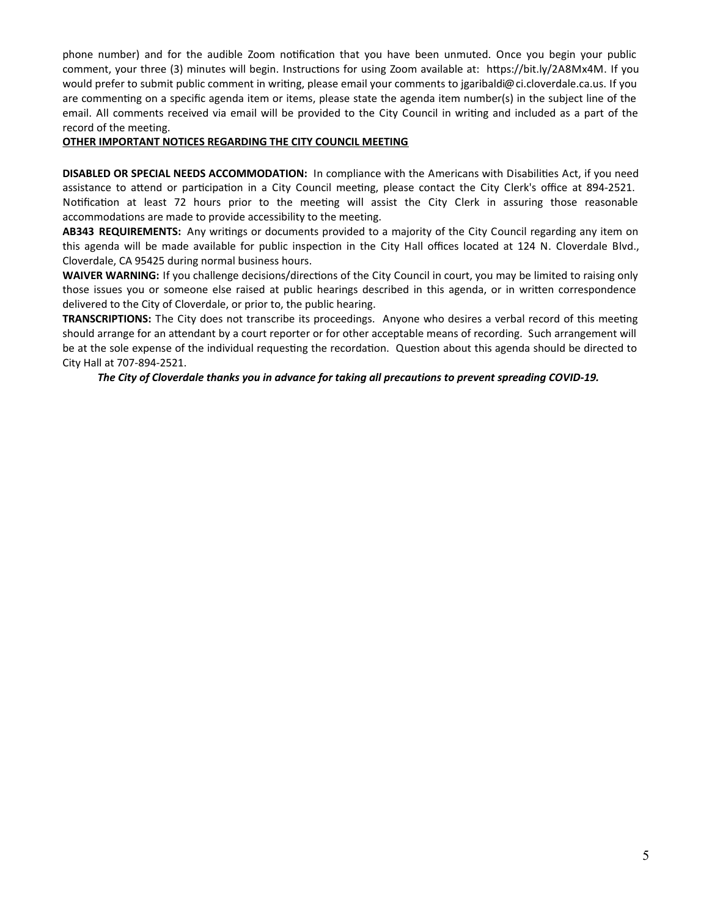phone number) and for the audible Zoom notification that you have been unmuted. Once you begin your public comment, your three (3) minutes will begin. Instructions for using Zoom available at: https://bit.ly/2A8Mx4M. If you would prefer to submit public comment in writing, please email your comments to jgaribaldi@ci.cloverdale.ca.us. If you are commenting on a specific agenda item or items, please state the agenda item number(s) in the subject line of the email. All comments received via email will be provided to the City Council in writing and included as a part of the record of the meeting.

**OTHER IMPORTANT NOTICES REGARDING THE CITY COUNCIL MEETING**

**DISABLED OR SPECIAL NEEDS ACCOMMODATION:** In compliance with the Americans with Disabilities Act, if you need assistance to attend or participation in a City Council meeting, please contact the City Clerk's office at 894-2521. Notification at least 72 hours prior to the meeting will assist the City Clerk in assuring those reasonable accommodations are made to provide accessibility to the meeting.

**AB343 REQUIREMENTS:** Any writings or documents provided to a majority of the City Council regarding any item on this agenda will be made available for public inspection in the City Hall offices located at 124 N. Cloverdale Blvd., Cloverdale, CA 95425 during normal business hours.

**WAIVER WARNING:** If you challenge decisions/directions of the City Council in court, you may be limited to raising only those issues you or someone else raised at public hearings described in this agenda, or in written correspondence delivered to the City of Cloverdale, or prior to, the public hearing.

**TRANSCRIPTIONS:** The City does not transcribe its proceedings. Anyone who desires a verbal record of this meeting should arrange for an attendant by a court reporter or for other acceptable means of recording. Such arrangement will be at the sole expense of the individual requesting the recordation. Question about this agenda should be directed to City Hall at 707-894-2521.

***The City of Cloverdale thanks you in advance for taking all precautions to prevent spreading COVID-19.***